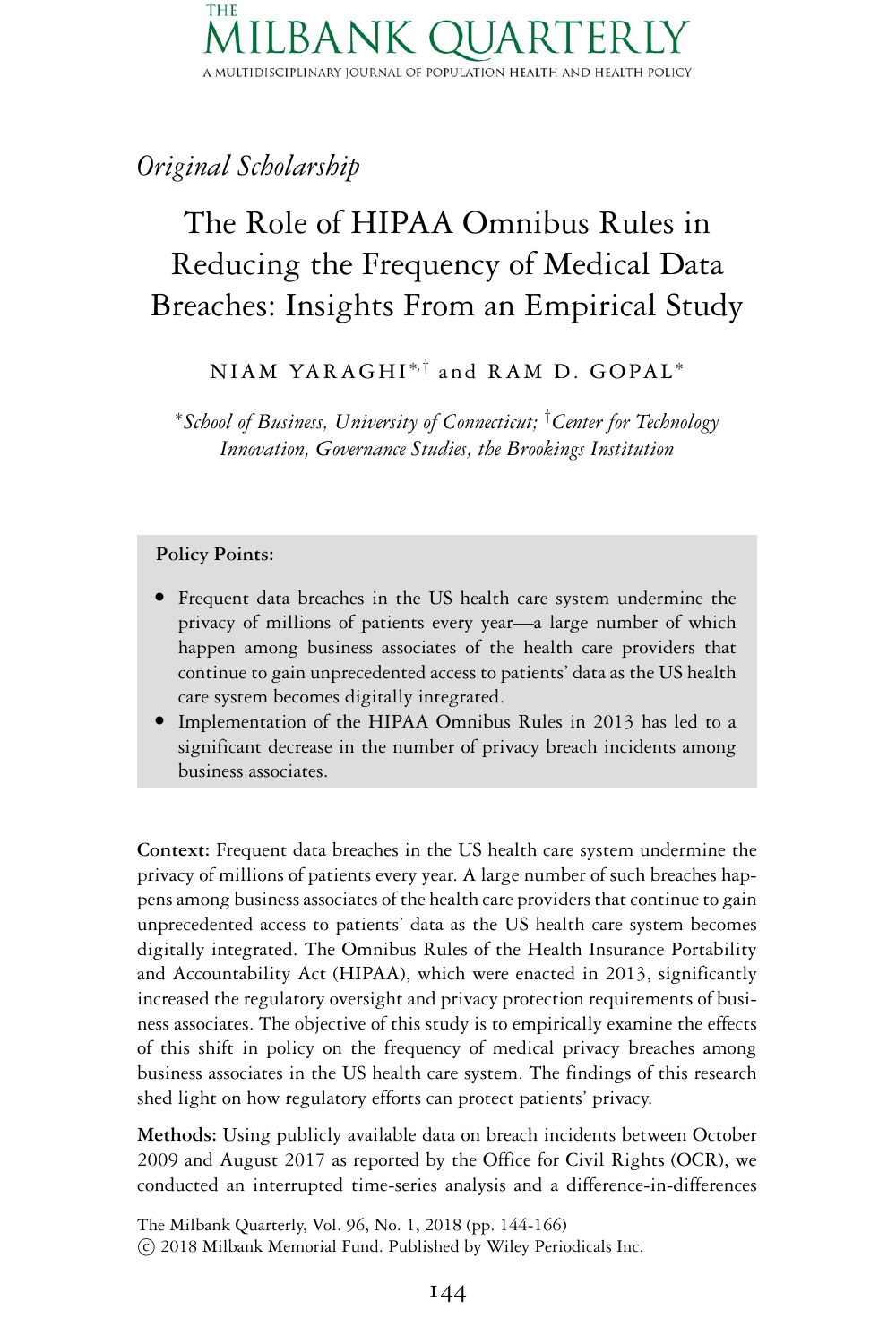# The Role of HIPAA Omnibus Rules in Reducing the Frequency of Medical Data Breaches: Insights From an Empirical Study

*Original Scholarship*

NIAM YARAGHI[*,†] and RAM D. GOPAL[*]

[*]*School of Business, University of Connecticut;* [†]*Center for Technology Innovation, Governance Studies, the Brookings Institution*

**Policy Points:**

- Frequent data breaches in the US health care system undermine the privacy of millions of patients every year—a large number of which happen among business associates of the health care providers that continue to gain unprecedented access to patients' data as the US health care system becomes digitally integrated.
- Implementation of the HIPAA Omnibus Rules in 2013 has led to a significant decrease in the number of privacy breach incidents among business associates.

**Context:** Frequent data breaches in the US health care system undermine the privacy of millions of patients every year. A large number of such breaches happens among business associates of the health care providers that continue to gain unprecedented access to patients' data as the US health care system becomes digitally integrated. The Omnibus Rules of the Health Insurance Portability and Accountability Act (HIPAA), which were enacted in 2013, significantly increased the regulatory oversight and privacy protection requirements of business associates. The objective of this study is to empirically examine the effects of this shift in policy on the frequency of medical privacy breaches among business associates in the US health care system. The findings of this research shed light on how regulatory efforts can protect patients' privacy.

**Methods:** Using publicly available data on breach incidents between October 2009 and August 2017 as reported by the Office for Civil Rights (OCR), we conducted an interrupted time-series analysis and a difference-in-differences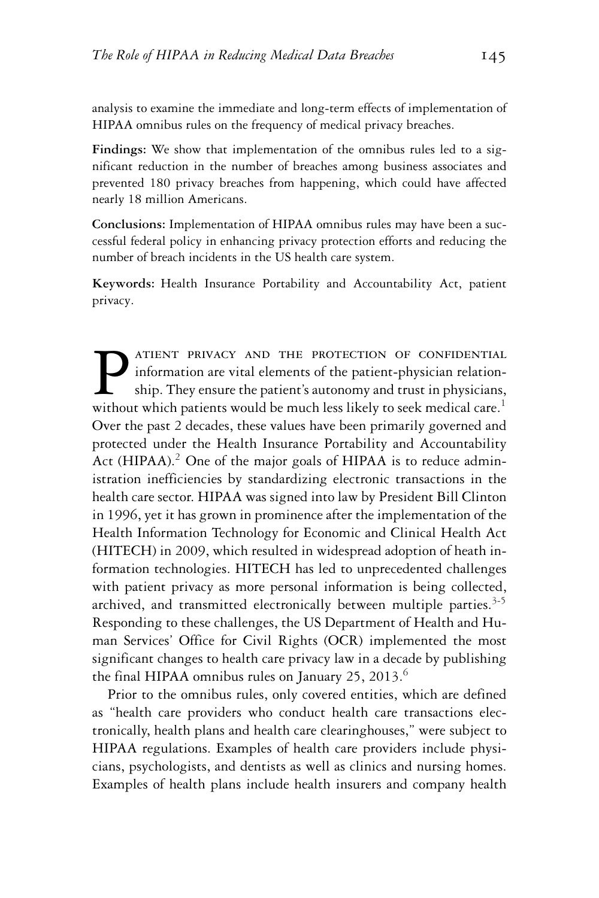analysis to examine the immediate and long-term effects of implementation of HIPAA omnibus rules on the frequency of medical privacy breaches.

**Findings:** We show that implementation of the omnibus rules led to a significant reduction in the number of breaches among business associates and prevented 180 privacy breaches from happening, which could have affected nearly 18 million Americans.

**Conclusions:** Implementation of HIPAA omnibus rules may have been a successful federal policy in enhancing privacy protection efforts and reducing the number of breach incidents in the US health care system.

**Keywords:** Health Insurance Portability and Accountability Act, patient privacy.

PATIENT PRIVACY AND THE PROTECTION OF CONFIDENTIAL information are vital elements of the patient-physician relationship. They ensure the patient's autonomy and trust in physicians, without which patients would be much less likely to seek medical care.[1] Over the past 2 decades, these values have been primarily governed and protected under the Health Insurance Portability and Accountability Act (HIPAA).[2] One of the major goals of HIPAA is to reduce administration inefficiencies by standardizing electronic transactions in the health care sector. HIPAA was signed into law by President Bill Clinton in 1996, yet it has grown in prominence after the implementation of the Health Information Technology for Economic and Clinical Health Act (HITECH) in 2009, which resulted in widespread adoption of heath information technologies. HITECH has led to unprecedented challenges with patient privacy as more personal information is being collected, archived, and transmitted electronically between multiple parties.[3-5] Responding to these challenges, the US Department of Health and Human Services' Office for Civil Rights (OCR) implemented the most significant changes to health care privacy law in a decade by publishing the final HIPAA omnibus rules on January 25, 2013.[6]

Prior to the omnibus rules, only covered entities, which are defined as "health care providers who conduct health care transactions electronically, health plans and health care clearinghouses," were subject to HIPAA regulations. Examples of health care providers include physicians, psychologists, and dentists as well as clinics and nursing homes. Examples of health plans include health insurers and company health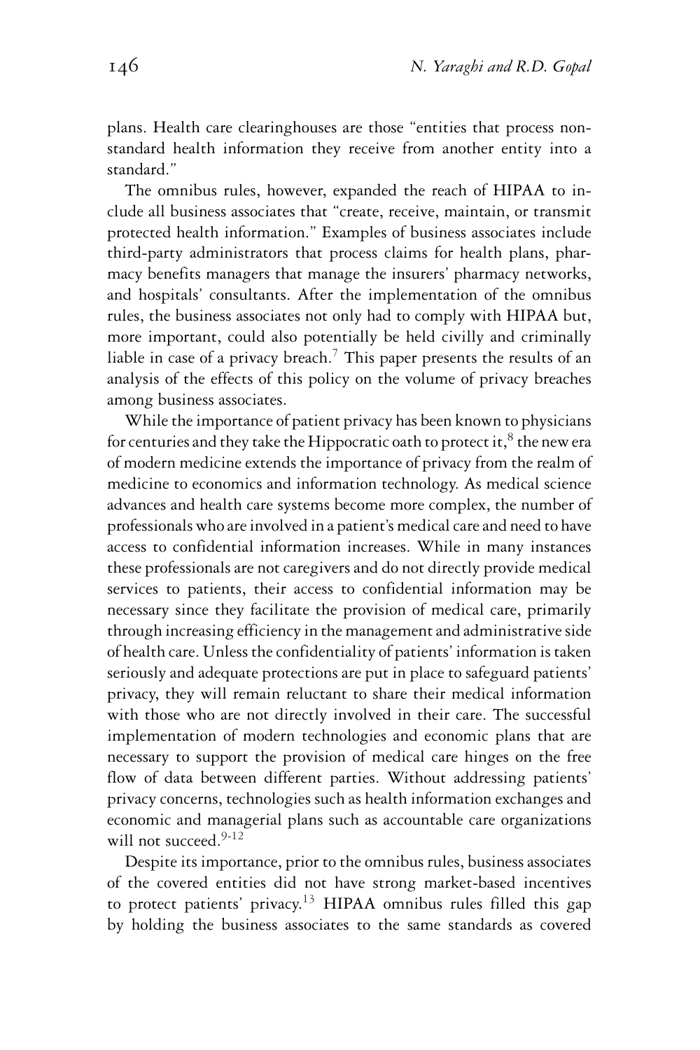plans. Health care clearinghouses are those "entities that process non-standard health information they receive from another entity into a standard."

The omnibus rules, however, expanded the reach of HIPAA to include all business associates that "create, receive, maintain, or transmit protected health information." Examples of business associates include third-party administrators that process claims for health plans, pharmacy benefits managers that manage the insurers' pharmacy networks, and hospitals' consultants. After the implementation of the omnibus rules, the business associates not only had to comply with HIPAA but, more important, could also potentially be held civilly and criminally liable in case of a privacy breach.[7] This paper presents the results of an analysis of the effects of this policy on the volume of privacy breaches among business associates.

While the importance of patient privacy has been known to physicians for centuries and they take the Hippocratic oath to protect it,[8] the new era of modern medicine extends the importance of privacy from the realm of medicine to economics and information technology. As medical science advances and health care systems become more complex, the number of professionals who are involved in a patient's medical care and need to have access to confidential information increases. While in many instances these professionals are not caregivers and do not directly provide medical services to patients, their access to confidential information may be necessary since they facilitate the provision of medical care, primarily through increasing efficiency in the management and administrative side of health care. Unless the confidentiality of patients' information is taken seriously and adequate protections are put in place to safeguard patients' privacy, they will remain reluctant to share their medical information with those who are not directly involved in their care. The successful implementation of modern technologies and economic plans that are necessary to support the provision of medical care hinges on the free flow of data between different parties. Without addressing patients' privacy concerns, technologies such as health information exchanges and economic and managerial plans such as accountable care organizations will not succeed.[9-12]

Despite its importance, prior to the omnibus rules, business associates of the covered entities did not have strong market-based incentives to protect patients' privacy.[13] HIPAA omnibus rules filled this gap by holding the business associates to the same standards as covered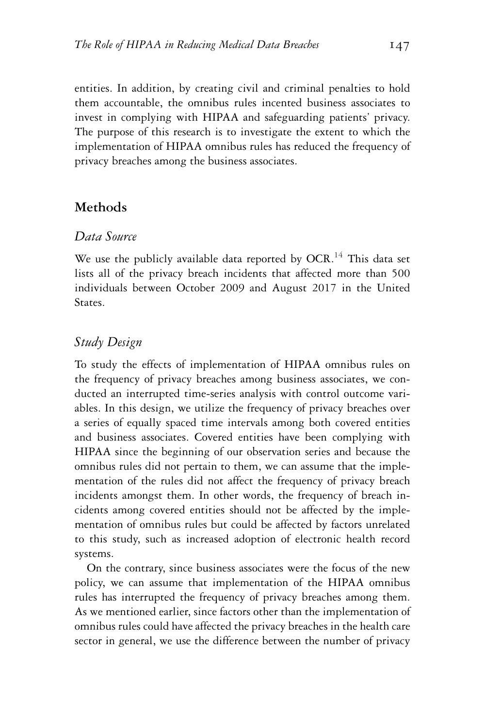entities. In addition, by creating civil and criminal penalties to hold them accountable, the omnibus rules incented business associates to invest in complying with HIPAA and safeguarding patients' privacy. The purpose of this research is to investigate the extent to which the implementation of HIPAA omnibus rules has reduced the frequency of privacy breaches among the business associates.

## Methods

### *Data Source*

We use the publicly available data reported by OCR.[14] This data set lists all of the privacy breach incidents that affected more than 500 individuals between October 2009 and August 2017 in the United States.

### *Study Design*

To study the effects of implementation of HIPAA omnibus rules on the frequency of privacy breaches among business associates, we conducted an interrupted time-series analysis with control outcome variables. In this design, we utilize the frequency of privacy breaches over a series of equally spaced time intervals among both covered entities and business associates. Covered entities have been complying with HIPAA since the beginning of our observation series and because the omnibus rules did not pertain to them, we can assume that the implementation of the rules did not affect the frequency of privacy breach incidents amongst them. In other words, the frequency of breach incidents among covered entities should not be affected by the implementation of omnibus rules but could be affected by factors unrelated to this study, such as increased adoption of electronic health record systems.

On the contrary, since business associates were the focus of the new policy, we can assume that implementation of the HIPAA omnibus rules has interrupted the frequency of privacy breaches among them. As we mentioned earlier, since factors other than the implementation of omnibus rules could have affected the privacy breaches in the health care sector in general, we use the difference between the number of privacy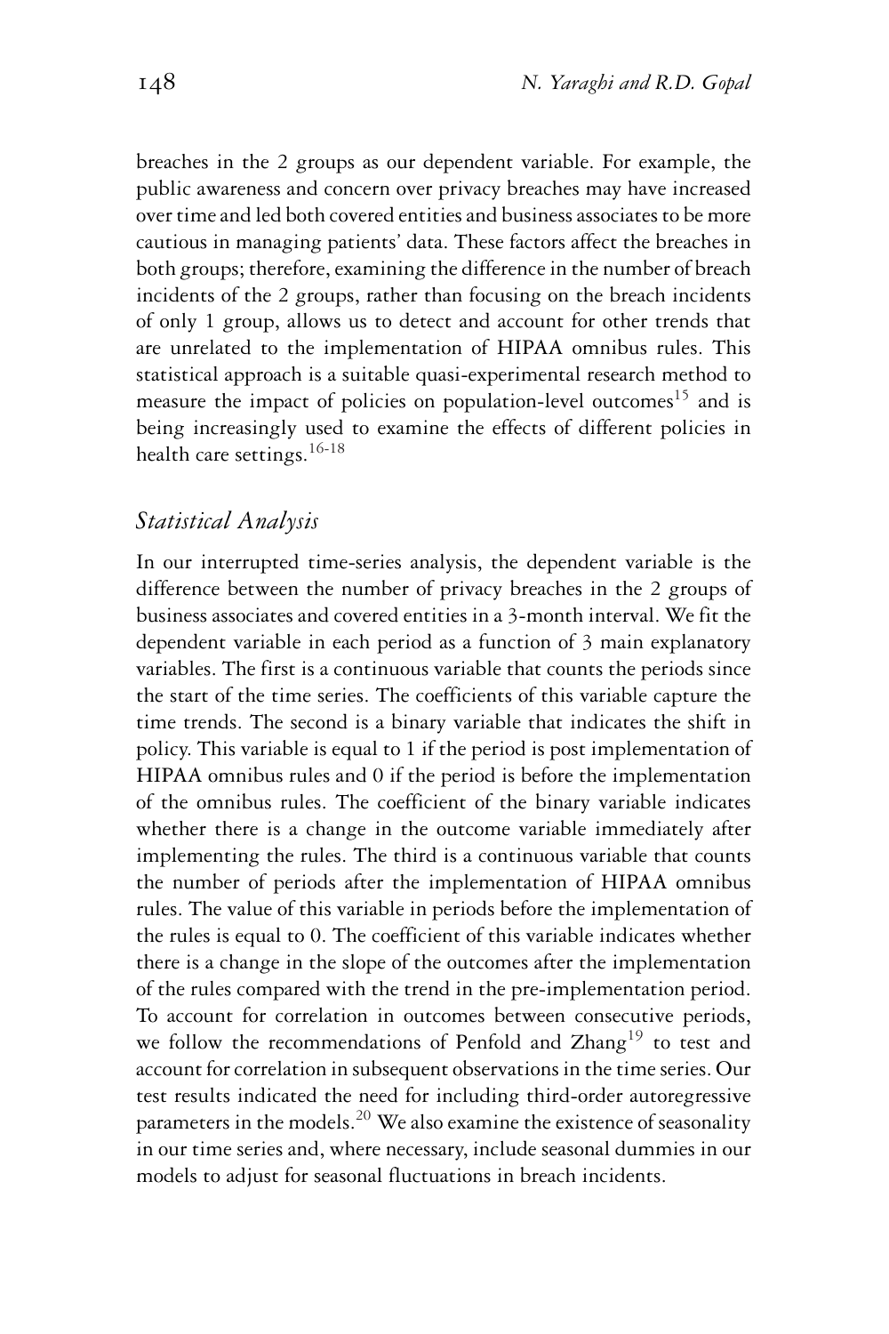breaches in the 2 groups as our dependent variable. For example, the public awareness and concern over privacy breaches may have increased over time and led both covered entities and business associates to be more cautious in managing patients' data. These factors affect the breaches in both groups; therefore, examining the difference in the number of breach incidents of the 2 groups, rather than focusing on the breach incidents of only 1 group, allows us to detect and account for other trends that are unrelated to the implementation of HIPAA omnibus rules. This statistical approach is a suitable quasi-experimental research method to measure the impact of policies on population-level outcomes[15] and is being increasingly used to examine the effects of different policies in health care settings.[16-18]

## *Statistical Analysis*

In our interrupted time-series analysis, the dependent variable is the difference between the number of privacy breaches in the 2 groups of business associates and covered entities in a 3-month interval. We fit the dependent variable in each period as a function of 3 main explanatory variables. The first is a continuous variable that counts the periods since the start of the time series. The coefficients of this variable capture the time trends. The second is a binary variable that indicates the shift in policy. This variable is equal to 1 if the period is post implementation of HIPAA omnibus rules and 0 if the period is before the implementation of the omnibus rules. The coefficient of the binary variable indicates whether there is a change in the outcome variable immediately after implementing the rules. The third is a continuous variable that counts the number of periods after the implementation of HIPAA omnibus rules. The value of this variable in periods before the implementation of the rules is equal to 0. The coefficient of this variable indicates whether there is a change in the slope of the outcomes after the implementation of the rules compared with the trend in the pre-implementation period. To account for correlation in outcomes between consecutive periods, we follow the recommendations of Penfold and Zhang[19] to test and account for correlation in subsequent observations in the time series. Our test results indicated the need for including third-order autoregressive parameters in the models.[20] We also examine the existence of seasonality in our time series and, where necessary, include seasonal dummies in our models to adjust for seasonal fluctuations in breach incidents.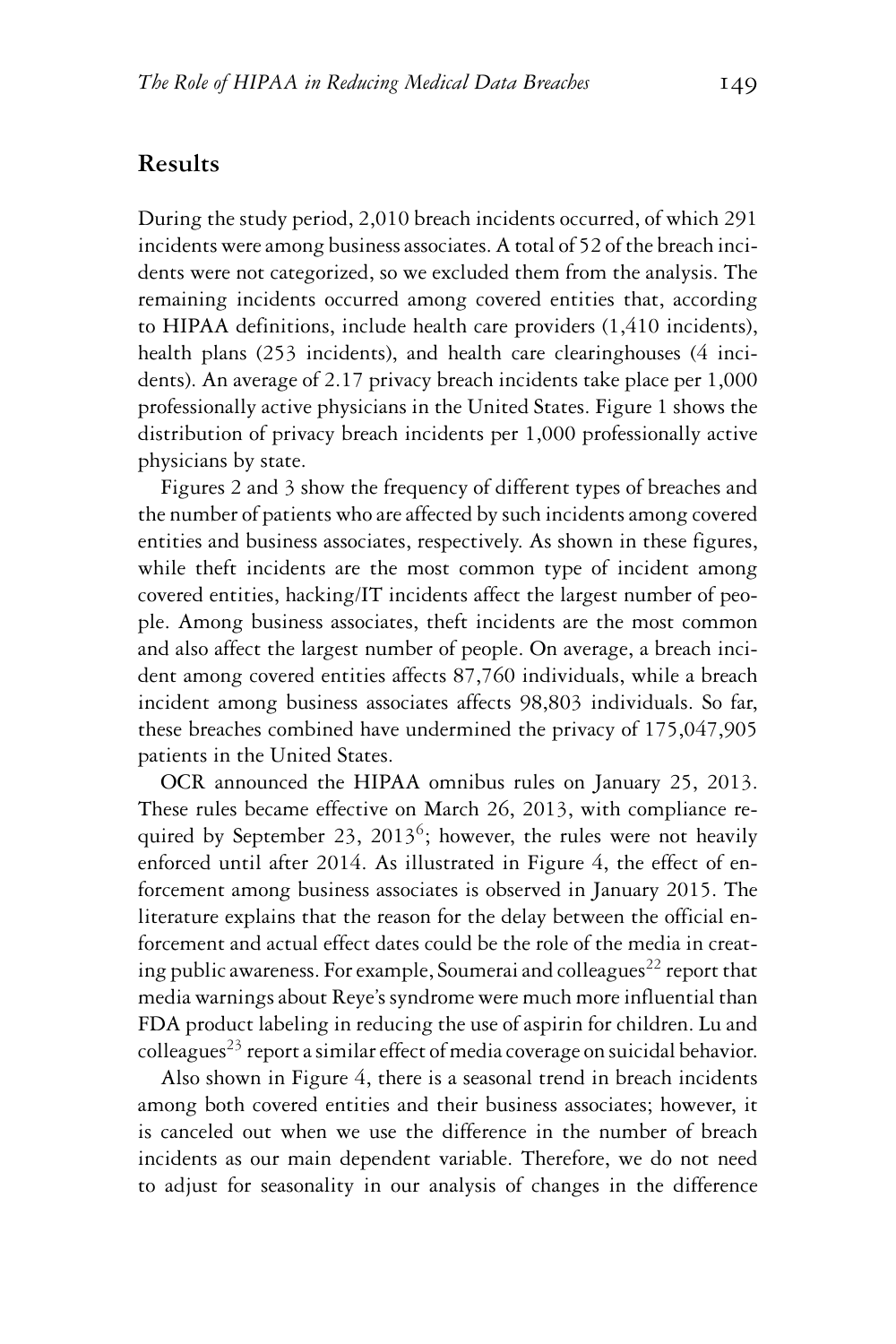## Results

During the study period, 2,010 breach incidents occurred, of which 291 incidents were among business associates. A total of 52 of the breach incidents were not categorized, so we excluded them from the analysis. The remaining incidents occurred among covered entities that, according to HIPAA definitions, include health care providers (1,410 incidents), health plans (253 incidents), and health care clearinghouses (4 incidents). An average of 2.17 privacy breach incidents take place per 1,000 professionally active physicians in the United States. Figure 1 shows the distribution of privacy breach incidents per 1,000 professionally active physicians by state.

Figures 2 and 3 show the frequency of different types of breaches and the number of patients who are affected by such incidents among covered entities and business associates, respectively. As shown in these figures, while theft incidents are the most common type of incident among covered entities, hacking/IT incidents affect the largest number of people. Among business associates, theft incidents are the most common and also affect the largest number of people. On average, a breach incident among covered entities affects 87,760 individuals, while a breach incident among business associates affects 98,803 individuals. So far, these breaches combined have undermined the privacy of 175,047,905 patients in the United States.

OCR announced the HIPAA omnibus rules on January 25, 2013. These rules became effective on March 26, 2013, with compliance required by September 23, 2013[6]; however, the rules were not heavily enforced until after 2014. As illustrated in Figure 4, the effect of enforcement among business associates is observed in January 2015. The literature explains that the reason for the delay between the official enforcement and actual effect dates could be the role of the media in creating public awareness. For example, Soumerai and colleagues[22] report that media warnings about Reye's syndrome were much more influential than FDA product labeling in reducing the use of aspirin for children. Lu and colleagues[23] report a similar effect of media coverage on suicidal behavior.

Also shown in Figure 4, there is a seasonal trend in breach incidents among both covered entities and their business associates; however, it is canceled out when we use the difference in the number of breach incidents as our main dependent variable. Therefore, we do not need to adjust for seasonality in our analysis of changes in the difference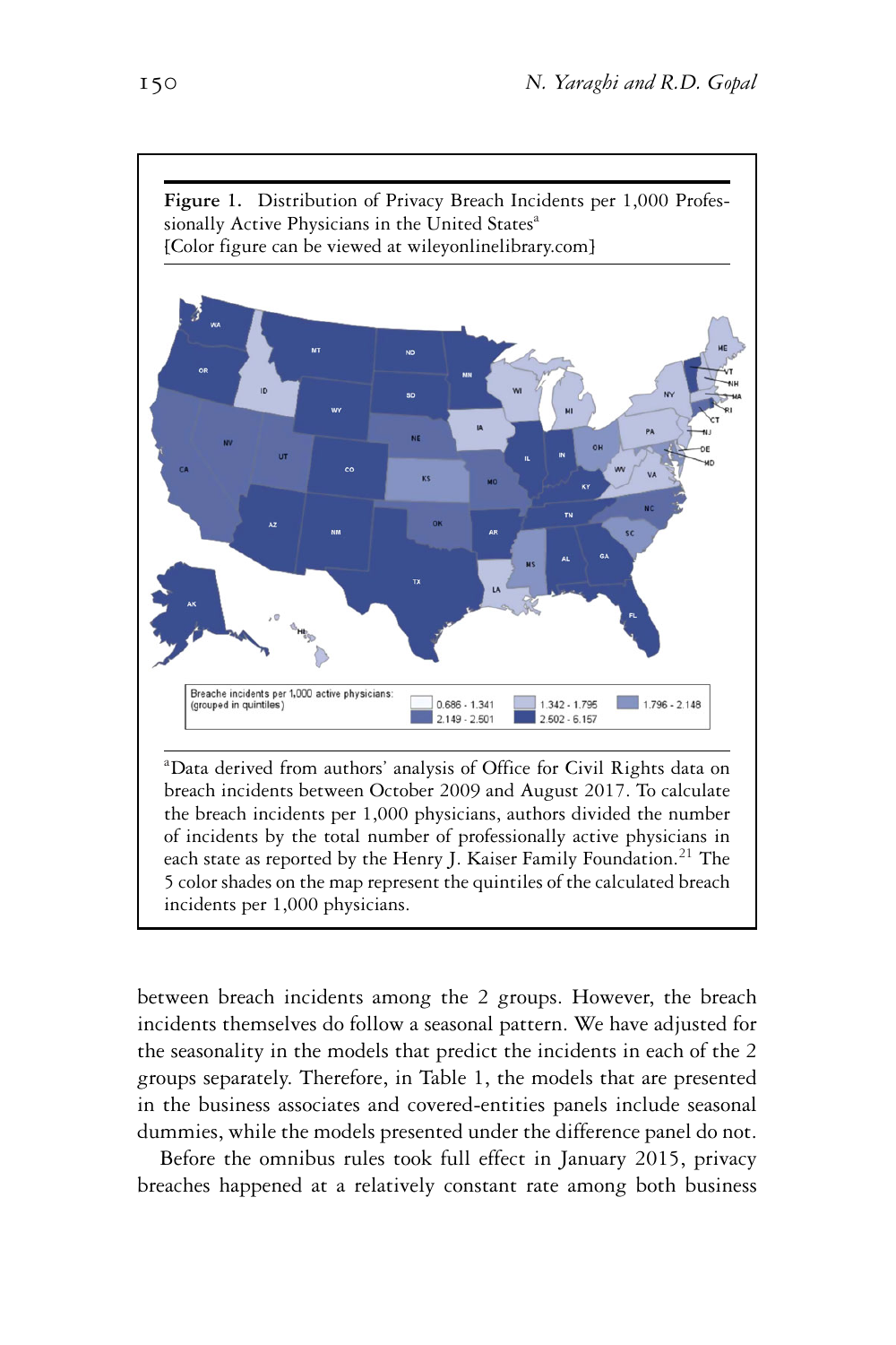**Figure 1.** Distribution of Privacy Breach Incidents per 1,000 Professionally Active Physicians in the United States[a]
[Color figure can be viewed at wileyonlinelibrary.com]

[a]Data derived from authors' analysis of Office for Civil Rights data on breach incidents between October 2009 and August 2017. To calculate the breach incidents per 1,000 physicians, authors divided the number of incidents by the total number of professionally active physicians in each state as reported by the Henry J. Kaiser Family Foundation.[21] The 5 color shades on the map represent the quintiles of the calculated breach incidents per 1,000 physicians.

between breach incidents among the 2 groups. However, the breach incidents themselves do follow a seasonal pattern. We have adjusted for the seasonality in the models that predict the incidents in each of the 2 groups separately. Therefore, in Table 1, the models that are presented in the business associates and covered-entities panels include seasonal dummies, while the models presented under the difference panel do not.

Before the omnibus rules took full effect in January 2015, privacy breaches happened at a relatively constant rate among both business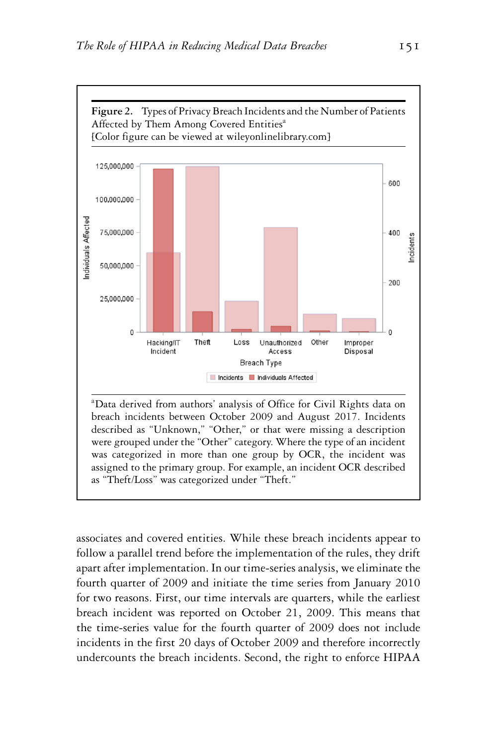**Figure 2.** Types of Privacy Breach Incidents and the Number of Patients Affected by Them Among Covered Entities[a]
[Color figure can be viewed at wileyonlinelibrary.com]

[a]Data derived from authors' analysis of Office for Civil Rights data on breach incidents between October 2009 and August 2017. Incidents described as "Unknown," "Other," or that were missing a description were grouped under the "Other" category. Where the type of an incident was categorized in more than one group by OCR, the incident was assigned to the primary group. For example, an incident OCR described as "Theft/Loss" was categorized under "Theft."

associates and covered entities. While these breach incidents appear to follow a parallel trend before the implementation of the rules, they drift apart after implementation. In our time-series analysis, we eliminate the fourth quarter of 2009 and initiate the time series from January 2010 for two reasons. First, our time intervals are quarters, while the earliest breach incident was reported on October 21, 2009. This means that the time-series value for the fourth quarter of 2009 does not include incidents in the first 20 days of October 2009 and therefore incorrectly undercounts the breach incidents. Second, the right to enforce HIPAA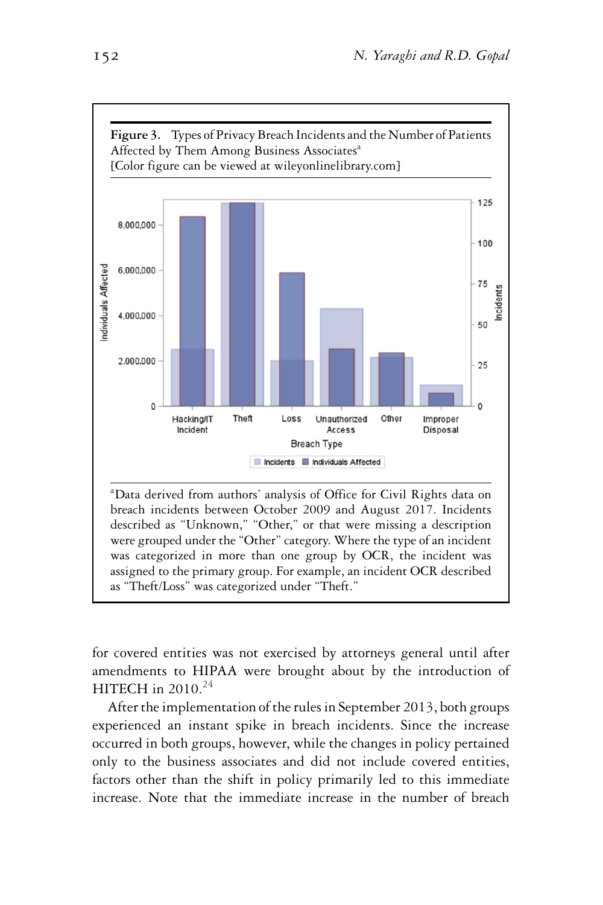**Figure 3.** Types of Privacy Breach Incidents and the Number of Patients Affected by Them Among Business Associates[a]
[Color figure can be viewed at wileyonlinelibrary.com]

[a]Data derived from authors' analysis of Office for Civil Rights data on breach incidents between October 2009 and August 2017. Incidents described as "Unknown," "Other," or that were missing a description were grouped under the "Other" category. Where the type of an incident was categorized in more than one group by OCR, the incident was assigned to the primary group. For example, an incident OCR described as "Theft/Loss" was categorized under "Theft."

for covered entities was not exercised by attorneys general until after amendments to HIPAA were brought about by the introduction of HITECH in 2010.[24]

After the implementation of the rules in September 2013, both groups experienced an instant spike in breach incidents. Since the increase occurred in both groups, however, while the changes in policy pertained only to the business associates and did not include covered entities, factors other than the shift in policy primarily led to this immediate increase. Note that the immediate increase in the number of breach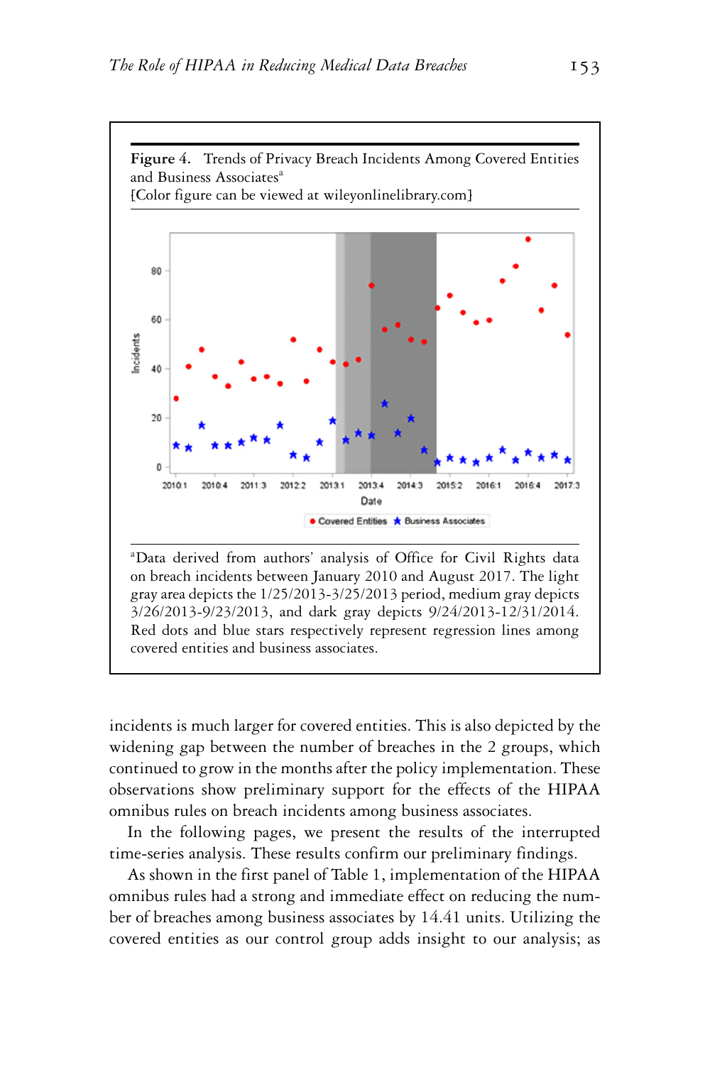**Figure 4.** Trends of Privacy Breach Incidents Among Covered Entities and Business Associates[a]
[Color figure can be viewed at wileyonlinelibrary.com]

[a]Data derived from authors' analysis of Office for Civil Rights data on breach incidents between January 2010 and August 2017. The light gray area depicts the 1/25/2013-3/25/2013 period, medium gray depicts 3/26/2013-9/23/2013, and dark gray depicts 9/24/2013-12/31/2014. Red dots and blue stars respectively represent regression lines among covered entities and business associates.

incidents is much larger for covered entities. This is also depicted by the widening gap between the number of breaches in the 2 groups, which continued to grow in the months after the policy implementation. These observations show preliminary support for the effects of the HIPAA omnibus rules on breach incidents among business associates.

In the following pages, we present the results of the interrupted time-series analysis. These results confirm our preliminary findings.

As shown in the first panel of Table 1, implementation of the HIPAA omnibus rules had a strong and immediate effect on reducing the number of breaches among business associates by 14.41 units. Utilizing the covered entities as our control group adds insight to our analysis; as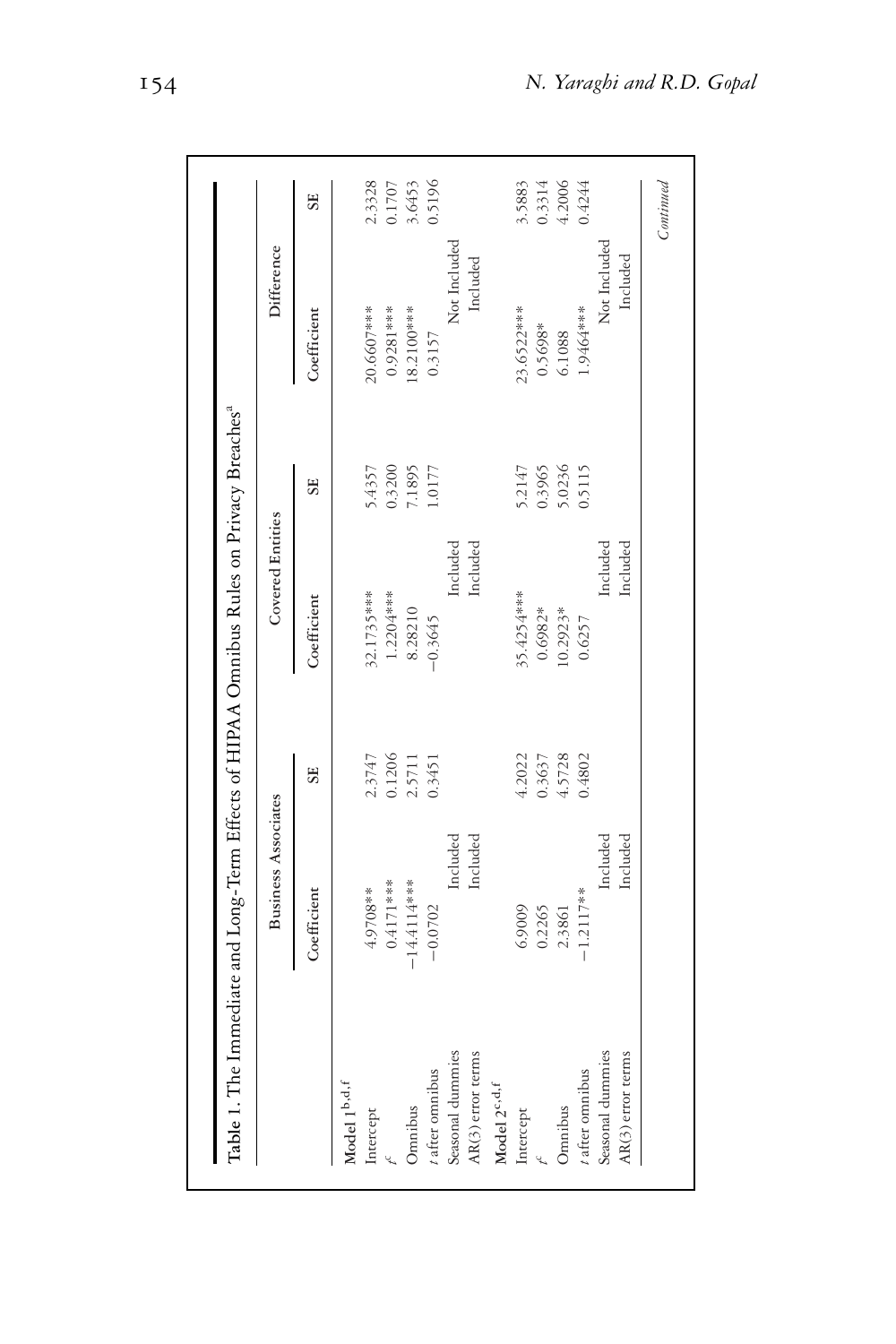**Table 1.** The Immediate and Long-Term Effects of HIPAA Omnibus Rules on Privacy Breaches[a]

| | Business Associates | | Covered Entities | | Difference | |
|---|---|---|---|---|---|---|
| | Coefficient | SE | Coefficient | SE | Coefficient | SE |
| **Model 1**[b,d,f] | | | | | | |
| Intercept | 4.9708** | 2.3747 | 32.1735*** | 5.4357 | 20.6607*** | 2.3328 |
| $t^e$ | 0.4171*** | 0.1206 | 1.2204*** | 0.3200 | 0.9281*** | 0.1707 |
| Omnibus | −14.4114*** | 2.5711 | 8.28210 | 7.1895 | 18.2100*** | 3.6453 |
| $t$ after omnibus | −0.0702 | 0.3451 | −0.3645 | 1.0177 | 0.3157 | 0.5196 |
| Seasonal dummies | Included | | Included | | Not Included | |
| AR(3) error terms | Included | | Included | | Included | |
| **Model 2**[c,d,f] | | | | | | |
| Intercept | 6.9009 | 4.2022 | 35.4254*** | 5.2147 | 23.6522*** | 3.5883 |
| $t^e$ | 0.2265 | 0.3637 | 0.6982* | 0.3965 | 0.5698* | 0.3314 |
| Omnibus | 2.3861 | 4.5728 | 10.2923* | 5.0236 | 6.1088 | 4.2006 |
| $t$ after omnibus | −1.2117** | 0.4802 | 0.6257 | 0.5115 | 1.9464*** | 0.4244 |
| Seasonal dummies | Included | | Included | | Not Included | |
| AR(3) error terms | Included | | Included | | Included | |

*Continued*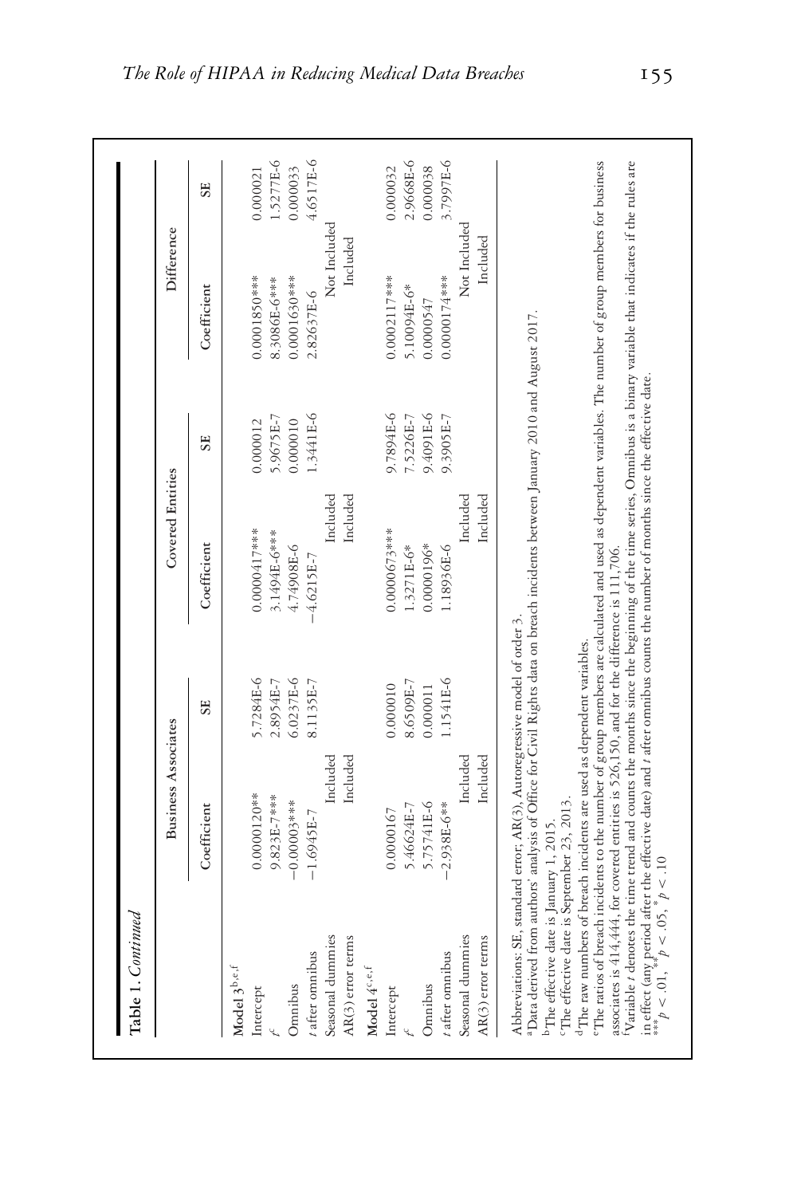**Table 1.** *Continued*

| | Business Associates | | Covered Entities | | Difference | |
|---|---|---|---|---|---|---|
| | Coefficient | SE | Coefficient | SE | Coefficient | SE |
| **Model 3**[b,e,f] | | | | | | |
| Intercept | 0.0000120** | 5.7284E-6 | 0.0000417*** | 0.000012 | 0.0001850*** | 0.000021 |
| $t$[c] | 9.823E-7*** | 2.8954E-7 | 3.1494E-6*** | 5.9675E-7 | 8.3086E-6*** | 1.5277E-6 |
| Omnibus | −0.00003*** | 6.0237E-6 | 4.74908E-6 | 0.000010 | 0.0001630*** | 0.000033 |
| $t$ after omnibus | −1.6945E-7 | 8.1135E-7 | −4.6215E-7 | 1.3441E-6 | 2.82637E-6 | 4.6517E-6 |
| Seasonal dummies | Included | | Included | | Not Included | |
| AR(3) error terms | Included | | Included | | Included | |
| **Model 4**[c,e,f] | | | | | | |
| Intercept | 0.0000167 | 0.000010 | 0.0000673*** | 9.7894E-6 | 0.0002117*** | 0.000032 |
| $t$[c] | 5.46624E-7 | 8.6509E-7 | 1.3271E-6* | 7.5226E-7 | 5.10094E-6* | 2.9668E-6 |
| Omnibus | 5.75741E-6 | 0.000011 | 0.0000196* | 9.4091E-6 | 0.0000547 | 0.000038 |
| $t$ after omnibus | −2.938E-6** | 1.1541E-6 | 1.18936E-6 | 9.3905E-7 | 0.0000174*** | 3.7997E-6 |
| Seasonal dummies | Included | | Included | | Not Included | |
| AR(3) error terms | Included | | Included | | Included | |

Abbreviations: SE, standard error; AR(3), Autoregressive model of order 3.

[a]Data derived from authors' analysis of Office for Civil Rights data on breach incidents between January 2010 and August 2017.

[b]The effective date is January 1, 2015.

[c]The effective date is September 23, 2013.

[d]The raw numbers of breach incidents are used as dependent variables.

[e]The ratios of breach incidents to the number of group members are calculated and used as dependent variables. The number of group members for business associates is 414,444, for covered entities is 526,150, and for the difference is 111,706.

[f]Variable $t$ denotes the time trend and counts the months since the beginning of the time series, Omnibus is a binary variable that indicates if the rules are in effect (any period after the effective date) and $t$ after omnibus counts the number of months since the effective date.

*** $p < .01$, ** $p < .05$, * $p < .10$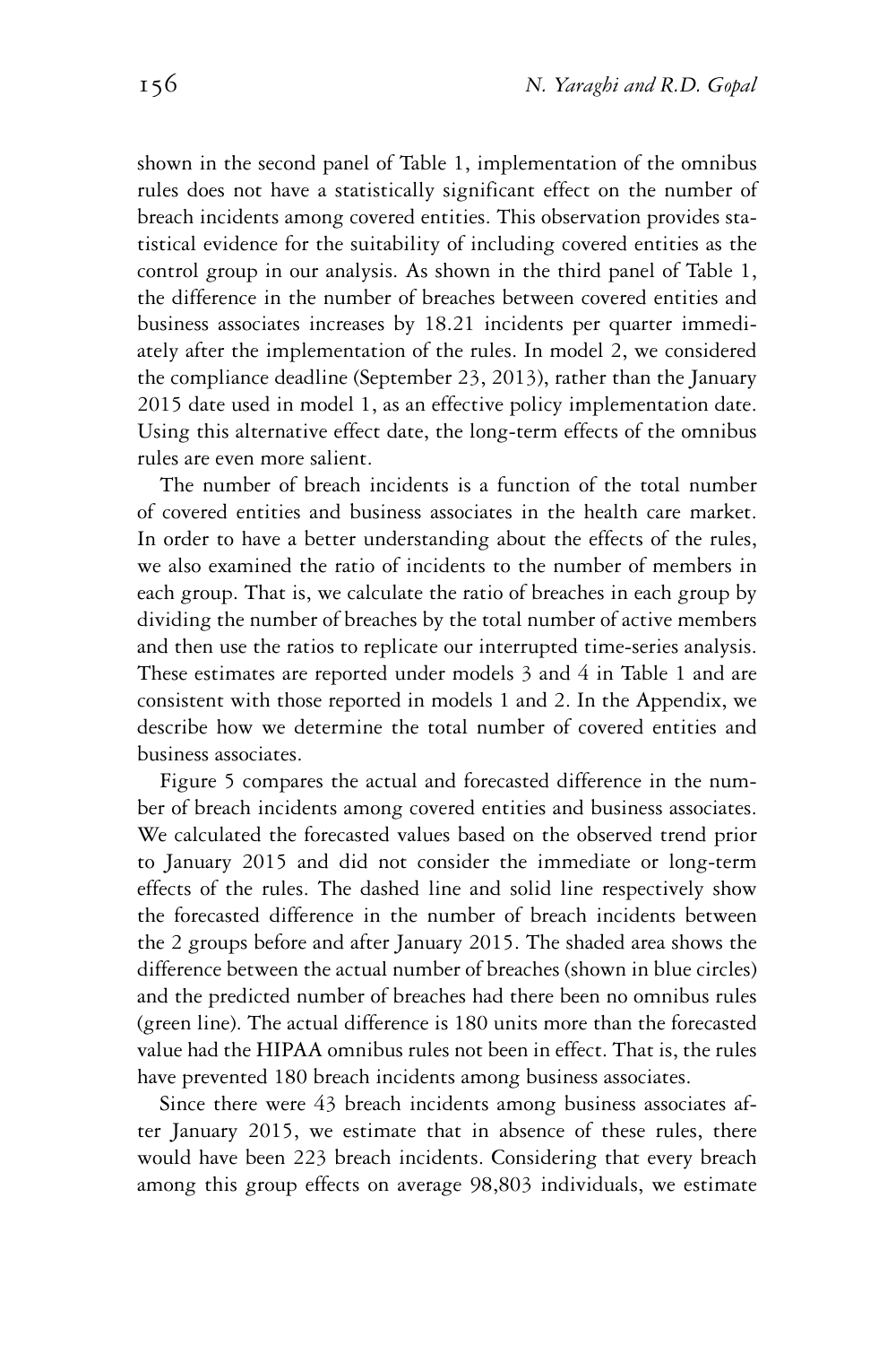shown in the second panel of Table 1, implementation of the omnibus rules does not have a statistically significant effect on the number of breach incidents among covered entities. This observation provides statistical evidence for the suitability of including covered entities as the control group in our analysis. As shown in the third panel of Table 1, the difference in the number of breaches between covered entities and business associates increases by 18.21 incidents per quarter immediately after the implementation of the rules. In model 2, we considered the compliance deadline (September 23, 2013), rather than the January 2015 date used in model 1, as an effective policy implementation date. Using this alternative effect date, the long-term effects of the omnibus rules are even more salient.

The number of breach incidents is a function of the total number of covered entities and business associates in the health care market. In order to have a better understanding about the effects of the rules, we also examined the ratio of incidents to the number of members in each group. That is, we calculate the ratio of breaches in each group by dividing the number of breaches by the total number of active members and then use the ratios to replicate our interrupted time-series analysis. These estimates are reported under models 3 and 4 in Table 1 and are consistent with those reported in models 1 and 2. In the Appendix, we describe how we determine the total number of covered entities and business associates.

Figure 5 compares the actual and forecasted difference in the number of breach incidents among covered entities and business associates. We calculated the forecasted values based on the observed trend prior to January 2015 and did not consider the immediate or long-term effects of the rules. The dashed line and solid line respectively show the forecasted difference in the number of breach incidents between the 2 groups before and after January 2015. The shaded area shows the difference between the actual number of breaches (shown in blue circles) and the predicted number of breaches had there been no omnibus rules (green line). The actual difference is 180 units more than the forecasted value had the HIPAA omnibus rules not been in effect. That is, the rules have prevented 180 breach incidents among business associates.

Since there were 43 breach incidents among business associates after January 2015, we estimate that in absence of these rules, there would have been 223 breach incidents. Considering that every breach among this group effects on average 98,803 individuals, we estimate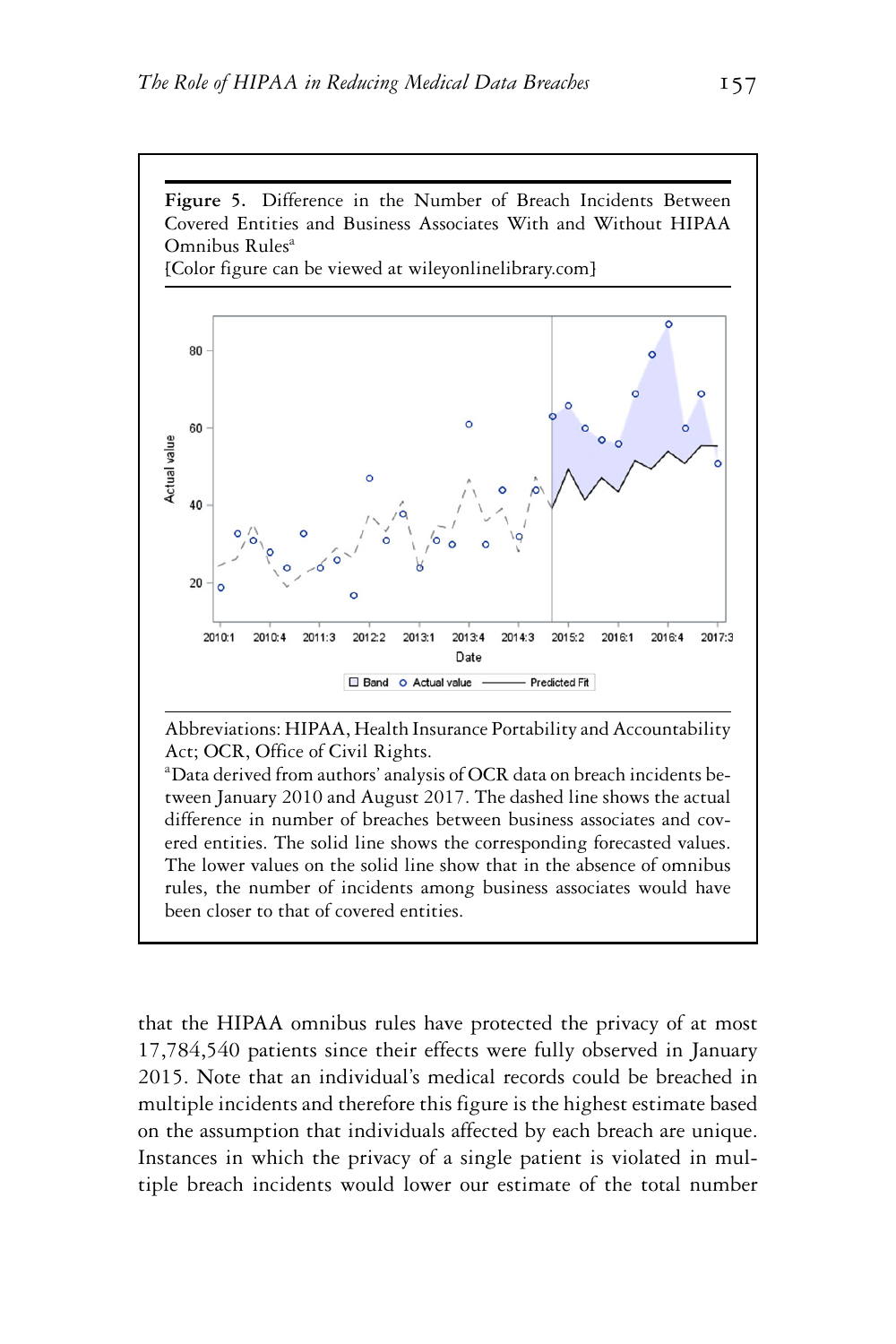**Figure 5.** Difference in the Number of Breach Incidents Between Covered Entities and Business Associates With and Without HIPAA Omnibus Rules[a]
[Color figure can be viewed at wileyonlinelibrary.com]

Abbreviations: HIPAA, Health Insurance Portability and Accountability Act; OCR, Office of Civil Rights.

[a]Data derived from authors' analysis of OCR data on breach incidents between January 2010 and August 2017. The dashed line shows the actual difference in number of breaches between business associates and covered entities. The solid line shows the corresponding forecasted values. The lower values on the solid line show that in the absence of omnibus rules, the number of incidents among business associates would have been closer to that of covered entities.

that the HIPAA omnibus rules have protected the privacy of at most 17,784,540 patients since their effects were fully observed in January 2015. Note that an individual's medical records could be breached in multiple incidents and therefore this figure is the highest estimate based on the assumption that individuals affected by each breach are unique. Instances in which the privacy of a single patient is violated in multiple breach incidents would lower our estimate of the total number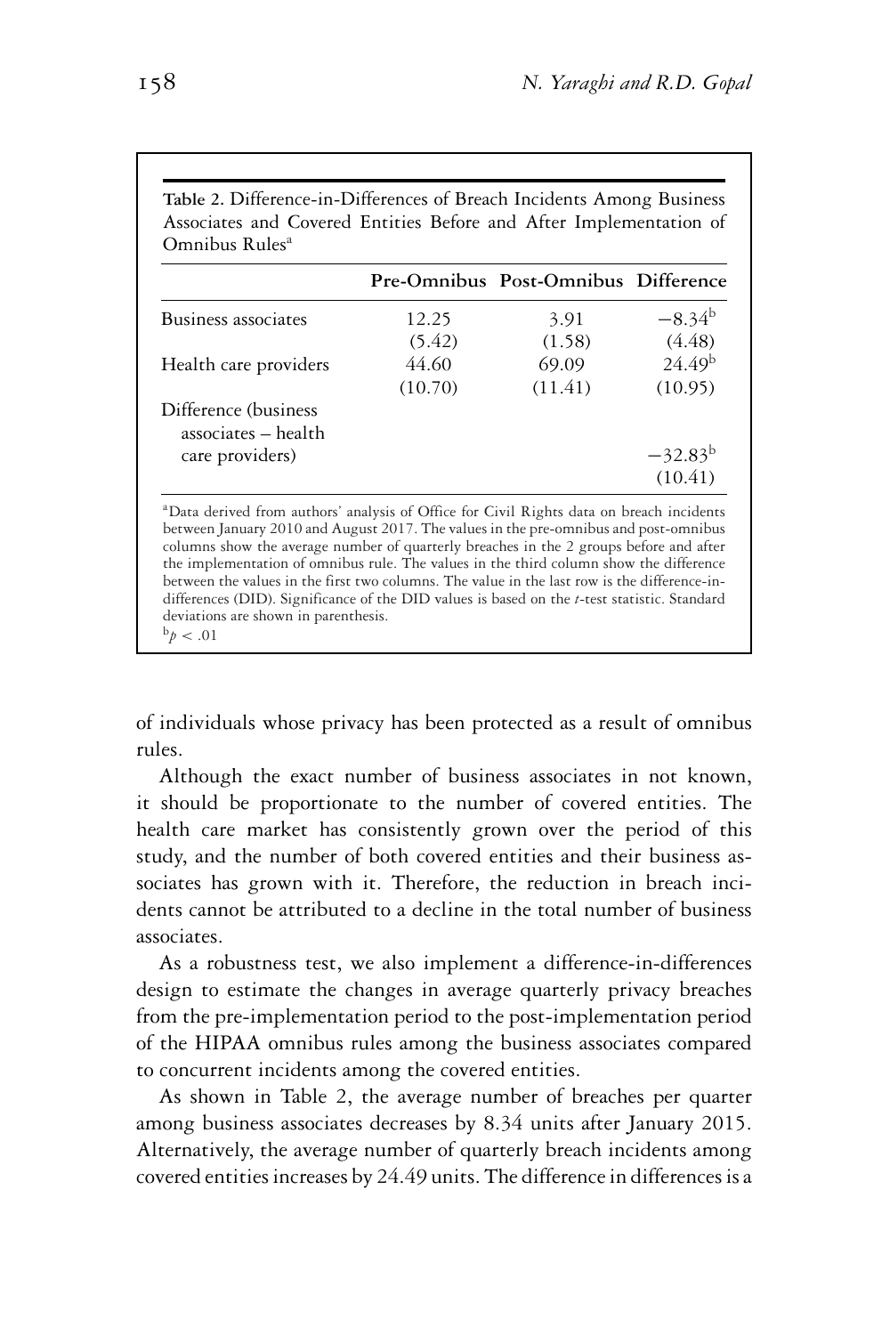**Table 2.** Difference-in-Differences of Breach Incidents Among Business Associates and Covered Entities Before and After Implementation of Omnibus Rules[a]

| | Pre-Omnibus | Post-Omnibus | Difference |
|---|---|---|---|
| Business associates | 12.25 | 3.91 | $-8.34$[b] |
| | (5.42) | (1.58) | (4.48) |
| Health care providers | 44.60 | 69.09 | 24.49[b] |
| | (10.70) | (11.41) | (10.95) |
| Difference (business associates – health care providers) | | | $-32.83$[b] |
| | | | (10.41) |

[a]Data derived from authors' analysis of Office for Civil Rights data on breach incidents between January 2010 and August 2017. The values in the pre-omnibus and post-omnibus columns show the average number of quarterly breaches in the 2 groups before and after the implementation of omnibus rule. The values in the third column show the difference between the values in the first two columns. The value in the last row is the difference-in-differences (DID). Significance of the DID values is based on the *t*-test statistic. Standard deviations are shown in parenthesis.

[b]$p < .01$

of individuals whose privacy has been protected as a result of omnibus rules.

Although the exact number of business associates in not known, it should be proportionate to the number of covered entities. The health care market has consistently grown over the period of this study, and the number of both covered entities and their business associates has grown with it. Therefore, the reduction in breach incidents cannot be attributed to a decline in the total number of business associates.

As a robustness test, we also implement a difference-in-differences design to estimate the changes in average quarterly privacy breaches from the pre-implementation period to the post-implementation period of the HIPAA omnibus rules among the business associates compared to concurrent incidents among the covered entities.

As shown in Table 2, the average number of breaches per quarter among business associates decreases by 8.34 units after January 2015. Alternatively, the average number of quarterly breach incidents among covered entities increases by 24.49 units. The difference in differences is a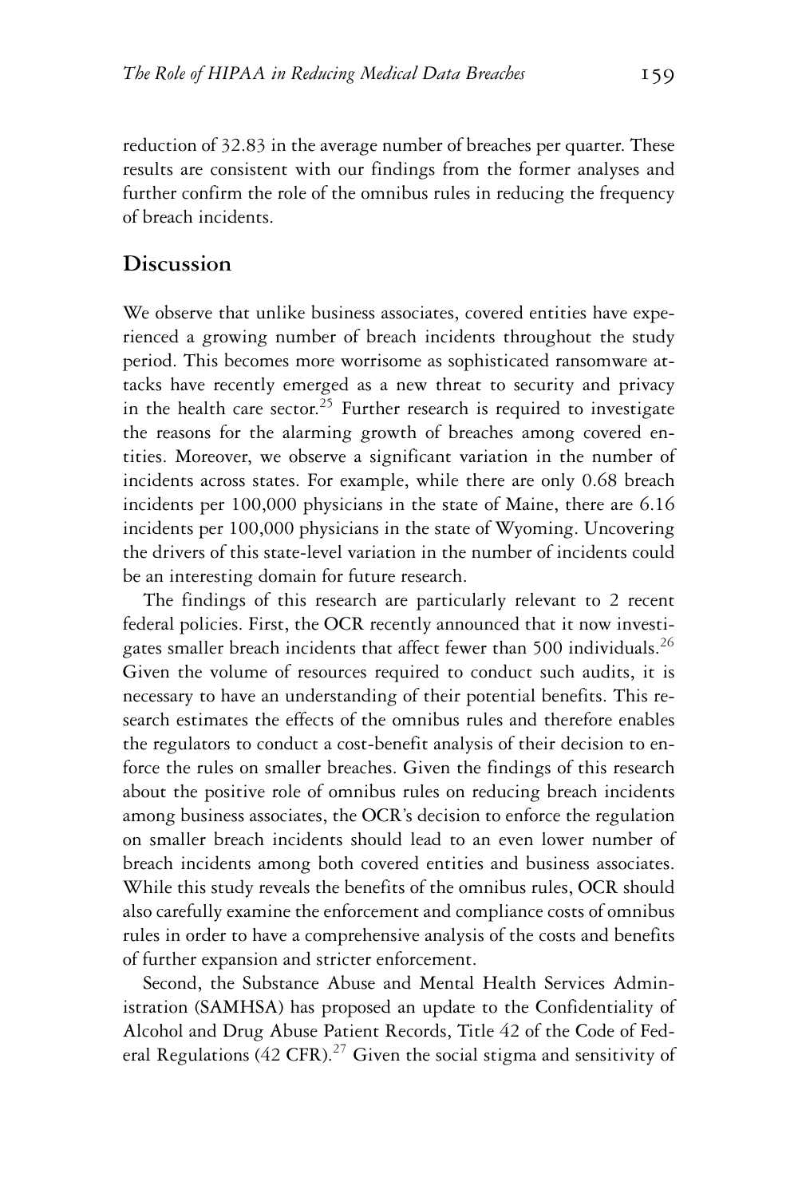reduction of 32.83 in the average number of breaches per quarter. These results are consistent with our findings from the former analyses and further confirm the role of the omnibus rules in reducing the frequency of breach incidents.

## Discussion

We observe that unlike business associates, covered entities have experienced a growing number of breach incidents throughout the study period. This becomes more worrisome as sophisticated ransomware attacks have recently emerged as a new threat to security and privacy in the health care sector.[25] Further research is required to investigate the reasons for the alarming growth of breaches among covered entities. Moreover, we observe a significant variation in the number of incidents across states. For example, while there are only 0.68 breach incidents per 100,000 physicians in the state of Maine, there are 6.16 incidents per 100,000 physicians in the state of Wyoming. Uncovering the drivers of this state-level variation in the number of incidents could be an interesting domain for future research.

The findings of this research are particularly relevant to 2 recent federal policies. First, the OCR recently announced that it now investigates smaller breach incidents that affect fewer than 500 individuals.[26] Given the volume of resources required to conduct such audits, it is necessary to have an understanding of their potential benefits. This research estimates the effects of the omnibus rules and therefore enables the regulators to conduct a cost-benefit analysis of their decision to enforce the rules on smaller breaches. Given the findings of this research about the positive role of omnibus rules on reducing breach incidents among business associates, the OCR's decision to enforce the regulation on smaller breach incidents should lead to an even lower number of breach incidents among both covered entities and business associates. While this study reveals the benefits of the omnibus rules, OCR should also carefully examine the enforcement and compliance costs of omnibus rules in order to have a comprehensive analysis of the costs and benefits of further expansion and stricter enforcement.

Second, the Substance Abuse and Mental Health Services Administration (SAMHSA) has proposed an update to the Confidentiality of Alcohol and Drug Abuse Patient Records, Title 42 of the Code of Federal Regulations (42 CFR).[27] Given the social stigma and sensitivity of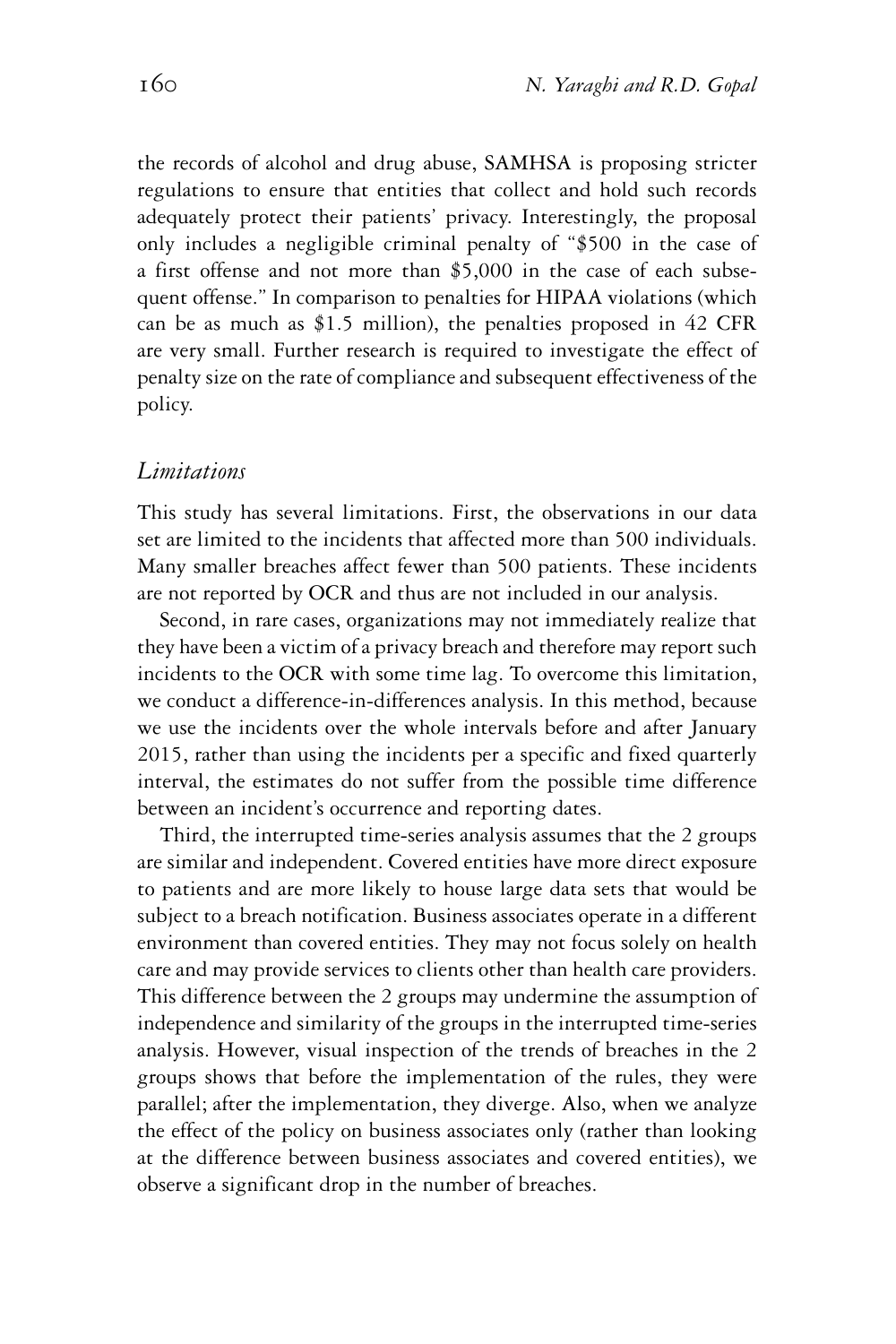the records of alcohol and drug abuse, SAMHSA is proposing stricter regulations to ensure that entities that collect and hold such records adequately protect their patients' privacy. Interestingly, the proposal only includes a negligible criminal penalty of "$500 in the case of a first offense and not more than $5,000 in the case of each subsequent offense." In comparison to penalties for HIPAA violations (which can be as much as $1.5 million), the penalties proposed in 42 CFR are very small. Further research is required to investigate the effect of penalty size on the rate of compliance and subsequent effectiveness of the policy.

### *Limitations*

This study has several limitations. First, the observations in our data set are limited to the incidents that affected more than 500 individuals. Many smaller breaches affect fewer than 500 patients. These incidents are not reported by OCR and thus are not included in our analysis.

Second, in rare cases, organizations may not immediately realize that they have been a victim of a privacy breach and therefore may report such incidents to the OCR with some time lag. To overcome this limitation, we conduct a difference-in-differences analysis. In this method, because we use the incidents over the whole intervals before and after January 2015, rather than using the incidents per a specific and fixed quarterly interval, the estimates do not suffer from the possible time difference between an incident's occurrence and reporting dates.

Third, the interrupted time-series analysis assumes that the 2 groups are similar and independent. Covered entities have more direct exposure to patients and are more likely to house large data sets that would be subject to a breach notification. Business associates operate in a different environment than covered entities. They may not focus solely on health care and may provide services to clients other than health care providers. This difference between the 2 groups may undermine the assumption of independence and similarity of the groups in the interrupted time-series analysis. However, visual inspection of the trends of breaches in the 2 groups shows that before the implementation of the rules, they were parallel; after the implementation, they diverge. Also, when we analyze the effect of the policy on business associates only (rather than looking at the difference between business associates and covered entities), we observe a significant drop in the number of breaches.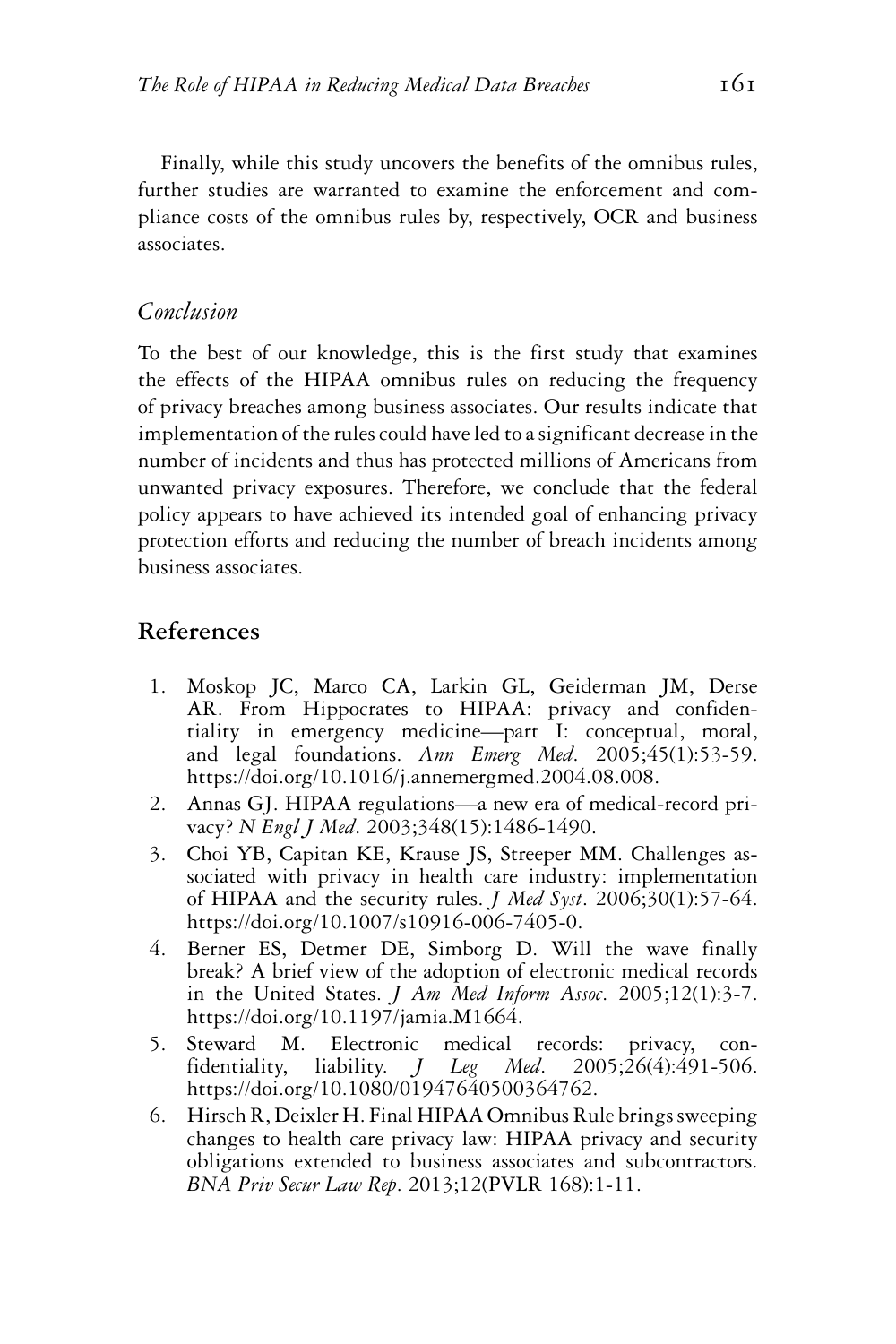Finally, while this study uncovers the benefits of the omnibus rules, further studies are warranted to examine the enforcement and compliance costs of the omnibus rules by, respectively, OCR and business associates.

### *Conclusion*

To the best of our knowledge, this is the first study that examines the effects of the HIPAA omnibus rules on reducing the frequency of privacy breaches among business associates. Our results indicate that implementation of the rules could have led to a significant decrease in the number of incidents and thus has protected millions of Americans from unwanted privacy exposures. Therefore, we conclude that the federal policy appears to have achieved its intended goal of enhancing privacy protection efforts and reducing the number of breach incidents among business associates.

## References

1. Moskop JC, Marco CA, Larkin GL, Geiderman JM, Derse AR. From Hippocrates to HIPAA: privacy and confidentiality in emergency medicine—part I: conceptual, moral, and legal foundations. *Ann Emerg Med*. 2005;45(1):53-59. https://doi.org/10.1016/j.annemergmed.2004.08.008.
2. Annas GJ. HIPAA regulations—a new era of medical-record privacy? *N Engl J Med*. 2003;348(15):1486-1490.
3. Choi YB, Capitan KE, Krause JS, Streeper MM. Challenges associated with privacy in health care industry: implementation of HIPAA and the security rules. *J Med Syst*. 2006;30(1):57-64. https://doi.org/10.1007/s10916-006-7405-0.
4. Berner ES, Detmer DE, Simborg D. Will the wave finally break? A brief view of the adoption of electronic medical records in the United States. *J Am Med Inform Assoc*. 2005;12(1):3-7. https://doi.org/10.1197/jamia.M1664.
5. Steward M. Electronic medical records: privacy, confidentiality, liability. *J Leg Med*. 2005;26(4):491-506. https://doi.org/10.1080/01947640500364762.
6. Hirsch R, Deixler H. Final HIPAA Omnibus Rule brings sweeping changes to health care privacy law: HIPAA privacy and security obligations extended to business associates and subcontractors. *BNA Priv Secur Law Rep*. 2013;12(PVLR 168):1-11.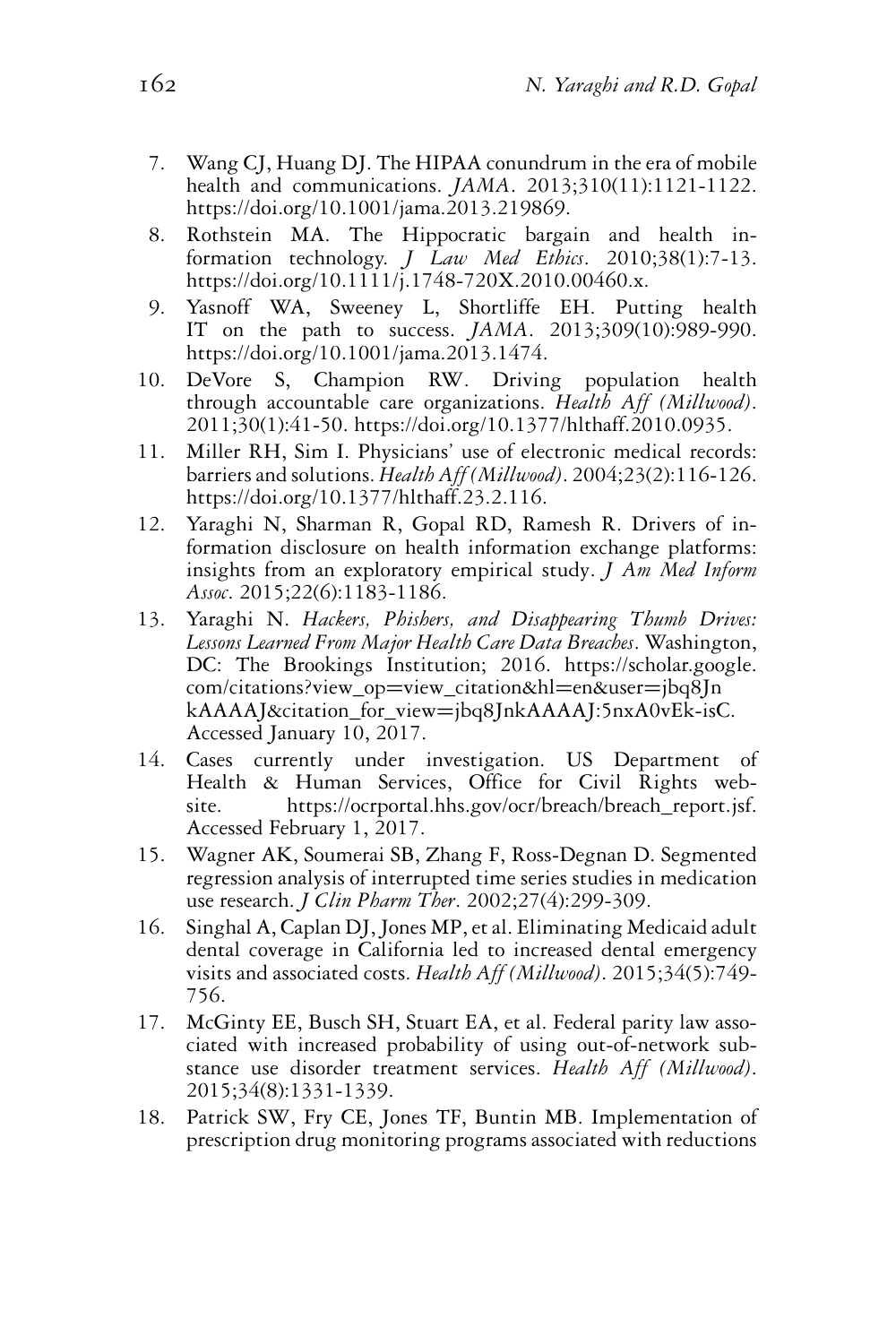7. Wang CJ, Huang DJ. The HIPAA conundrum in the era of mobile health and communications. *JAMA*. 2013;310(11):1121-1122. https://doi.org/10.1001/jama.2013.219869.
8. Rothstein MA. The Hippocratic bargain and health information technology. *J Law Med Ethics*. 2010;38(1):7-13. https://doi.org/10.1111/j.1748-720X.2010.00460.x.
9. Yasnoff WA, Sweeney L, Shortliffe EH. Putting health IT on the path to success. *JAMA*. 2013;309(10):989-990. https://doi.org/10.1001/jama.2013.1474.
10. DeVore S, Champion RW. Driving population health through accountable care organizations. *Health Aff (Millwood)*. 2011;30(1):41-50. https://doi.org/10.1377/hlthaff.2010.0935.
11. Miller RH, Sim I. Physicians' use of electronic medical records: barriers and solutions. *Health Aff (Millwood)*. 2004;23(2):116-126. https://doi.org/10.1377/hlthaff.23.2.116.
12. Yaraghi N, Sharman R, Gopal RD, Ramesh R. Drivers of information disclosure on health information exchange platforms: insights from an exploratory empirical study. *J Am Med Inform Assoc*. 2015;22(6):1183-1186.
13. Yaraghi N. *Hackers, Phishers, and Disappearing Thumb Drives: Lessons Learned From Major Health Care Data Breaches*. Washington, DC: The Brookings Institution; 2016. https://scholar.google.com/citations?view_op=view_citation&hl=en&user=jbq8JnkAAAAJ&citation_for_view=jbq8JnkAAAAJ:5nxA0vEk-isC. Accessed January 10, 2017.
14. Cases currently under investigation. US Department of Health & Human Services, Office for Civil Rights website. https://ocrportal.hhs.gov/ocr/breach/breach_report.jsf. Accessed February 1, 2017.
15. Wagner AK, Soumerai SB, Zhang F, Ross-Degnan D. Segmented regression analysis of interrupted time series studies in medication use research. *J Clin Pharm Ther*. 2002;27(4):299-309.
16. Singhal A, Caplan DJ, Jones MP, et al. Eliminating Medicaid adult dental coverage in California led to increased dental emergency visits and associated costs. *Health Aff (Millwood)*. 2015;34(5):749-756.
17. McGinty EE, Busch SH, Stuart EA, et al. Federal parity law associated with increased probability of using out-of-network substance use disorder treatment services. *Health Aff (Millwood)*. 2015;34(8):1331-1339.
18. Patrick SW, Fry CE, Jones TF, Buntin MB. Implementation of prescription drug monitoring programs associated with reductions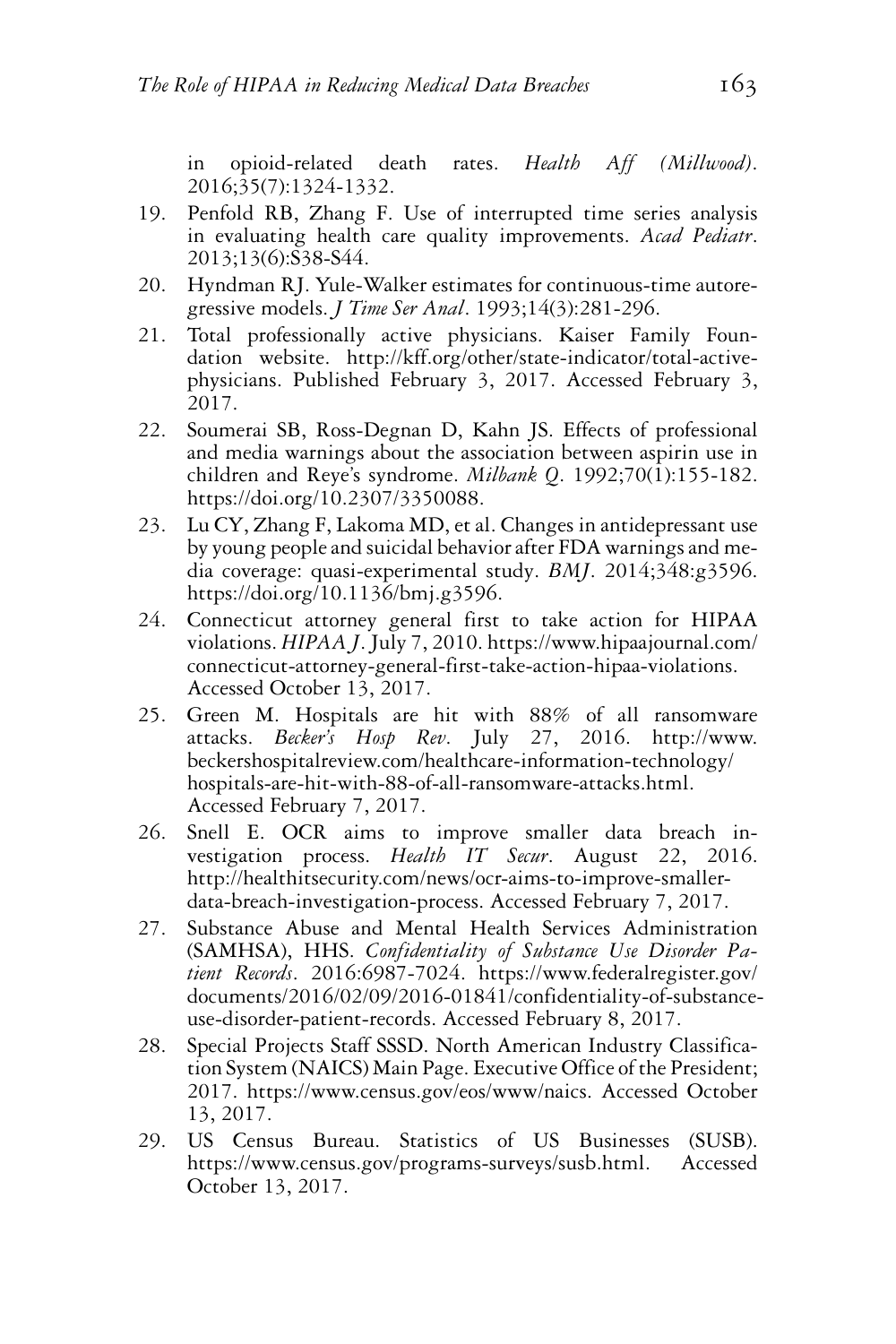in opioid-related death rates. *Health Aff (Millwood)*. 2016;35(7):1324-1332.

19. Penfold RB, Zhang F. Use of interrupted time series analysis in evaluating health care quality improvements. *Acad Pediatr*. 2013;13(6):S38-S44.
20. Hyndman RJ. Yule-Walker estimates for continuous-time autoregressive models. *J Time Ser Anal*. 1993;14(3):281-296.
21. Total professionally active physicians. Kaiser Family Foundation website. http://kff.org/other/state-indicator/total-active-physicians. Published February 3, 2017. Accessed February 3, 2017.
22. Soumerai SB, Ross-Degnan D, Kahn JS. Effects of professional and media warnings about the association between aspirin use in children and Reye's syndrome. *Milbank Q*. 1992;70(1):155-182. https://doi.org/10.2307/3350088.
23. Lu CY, Zhang F, Lakoma MD, et al. Changes in antidepressant use by young people and suicidal behavior after FDA warnings and media coverage: quasi-experimental study. *BMJ*. 2014;348:g3596. https://doi.org/10.1136/bmj.g3596.
24. Connecticut attorney general first to take action for HIPAA violations. *HIPAA J*. July 7, 2010. https://www.hipaajournal.com/connecticut-attorney-general-first-take-action-hipaa-violations. Accessed October 13, 2017.
25. Green M. Hospitals are hit with 88% of all ransomware attacks. *Becker's Hosp Rev*. July 27, 2016. http://www.beckershospitalreview.com/healthcare-information-technology/hospitals-are-hit-with-88-of-all-ransomware-attacks.html. Accessed February 7, 2017.
26. Snell E. OCR aims to improve smaller data breach investigation process. *Health IT Secur*. August 22, 2016. http://healthitsecurity.com/news/ocr-aims-to-improve-smaller-data-breach-investigation-process. Accessed February 7, 2017.
27. Substance Abuse and Mental Health Services Administration (SAMHSA), HHS. *Confidentiality of Substance Use Disorder Patient Records*. 2016:6987-7024. https://www.federalregister.gov/documents/2016/02/09/2016-01841/confidentiality-of-substance-use-disorder-patient-records. Accessed February 8, 2017.
28. Special Projects Staff SSSD. North American Industry Classification System (NAICS) Main Page. Executive Office of the President; 2017. https://www.census.gov/eos/www/naics. Accessed October 13, 2017.
29. US Census Bureau. Statistics of US Businesses (SUSB). https://www.census.gov/programs-surveys/susb.html. Accessed October 13, 2017.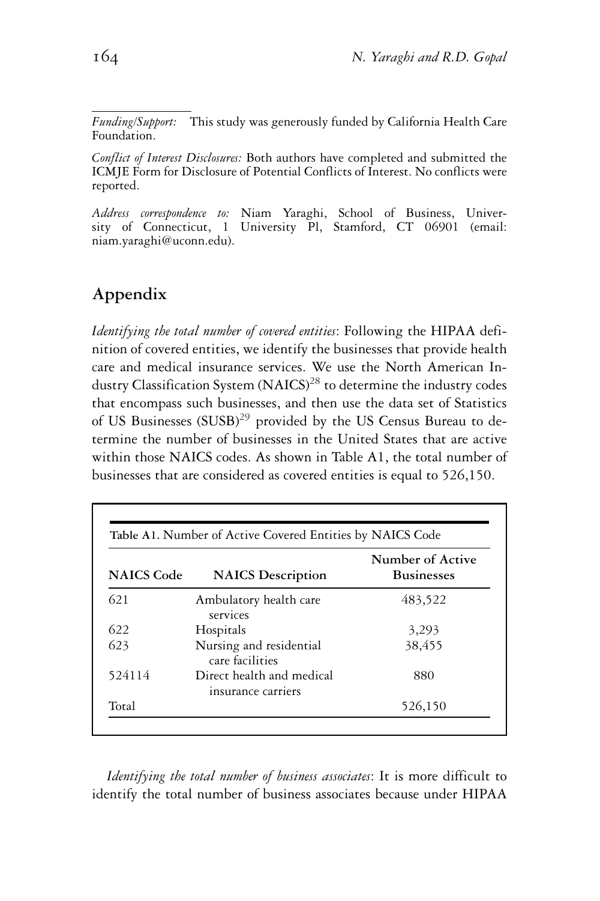*Funding/Support:* This study was generously funded by California Health Care Foundation.

*Conflict of Interest Disclosures:* Both authors have completed and submitted the ICMJE Form for Disclosure of Potential Conflicts of Interest. No conflicts were reported.

*Address correspondence to:* Niam Yaraghi, School of Business, University of Connecticut, 1 University Pl, Stamford, CT 06901 (email: niam.yaraghi@uconn.edu).

## Appendix

*Identifying the total number of covered entities*: Following the HIPAA definition of covered entities, we identify the businesses that provide health care and medical insurance services. We use the North American Industry Classification System (NAICS)[28] to determine the industry codes that encompass such businesses, and then use the data set of Statistics of US Businesses (SUSB)[29] provided by the US Census Bureau to determine the number of businesses in the United States that are active within those NAICS codes. As shown in Table A1, the total number of businesses that are considered as covered entities is equal to 526,150.

**Table A1.** Number of Active Covered Entities by NAICS Code

| NAICS Code | NAICS Description | Number of Active Businesses |
|---|---|---|
| 621 | Ambulatory health care services | 483,522 |
| 622 | Hospitals | 3,293 |
| 623 | Nursing and residential care facilities | 38,455 |
| 524114 | Direct health and medical insurance carriers | 880 |
| Total | | 526,150 |

*Identifying the total number of business associates*: It is more difficult to identify the total number of business associates because under HIPAA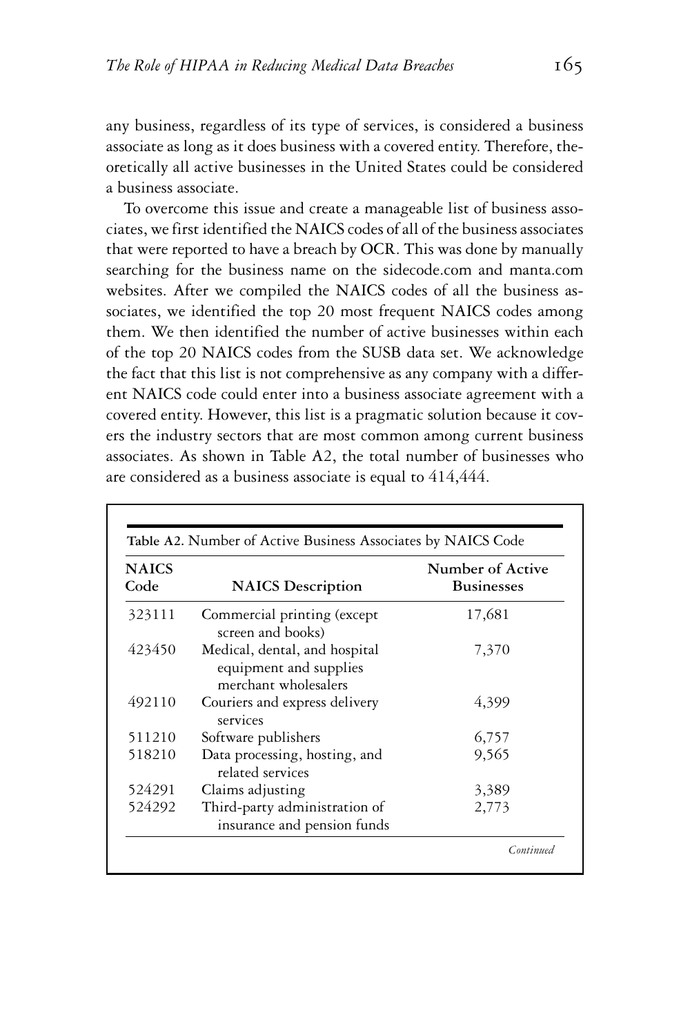any business, regardless of its type of services, is considered a business associate as long as it does business with a covered entity. Therefore, theoretically all active businesses in the United States could be considered a business associate.

To overcome this issue and create a manageable list of business associates, we first identified the NAICS codes of all of the business associates that were reported to have a breach by OCR. This was done by manually searching for the business name on the sidecode.com and manta.com websites. After we compiled the NAICS codes of all the business associates, we identified the top 20 most frequent NAICS codes among them. We then identified the number of active businesses within each of the top 20 NAICS codes from the SUSB data set. We acknowledge the fact that this list is not comprehensive as any company with a different NAICS code could enter into a business associate agreement with a covered entity. However, this list is a pragmatic solution because it covers the industry sectors that are most common among current business associates. As shown in Table A2, the total number of businesses who are considered as a business associate is equal to 414,444.

**Table A2.** Number of Active Business Associates by NAICS Code

| NAICS Code | NAICS Description | Number of Active Businesses |
|---|---|---|
| 323111 | Commercial printing (except screen and books) | 17,681 |
| 423450 | Medical, dental, and hospital equipment and supplies merchant wholesalers | 7,370 |
| 492110 | Couriers and express delivery services | 4,399 |
| 511210 | Software publishers | 6,757 |
| 518210 | Data processing, hosting, and related services | 9,565 |
| 524291 | Claims adjusting | 3,389 |
| 524292 | Third-party administration of insurance and pension funds | 2,773 |

*Continued*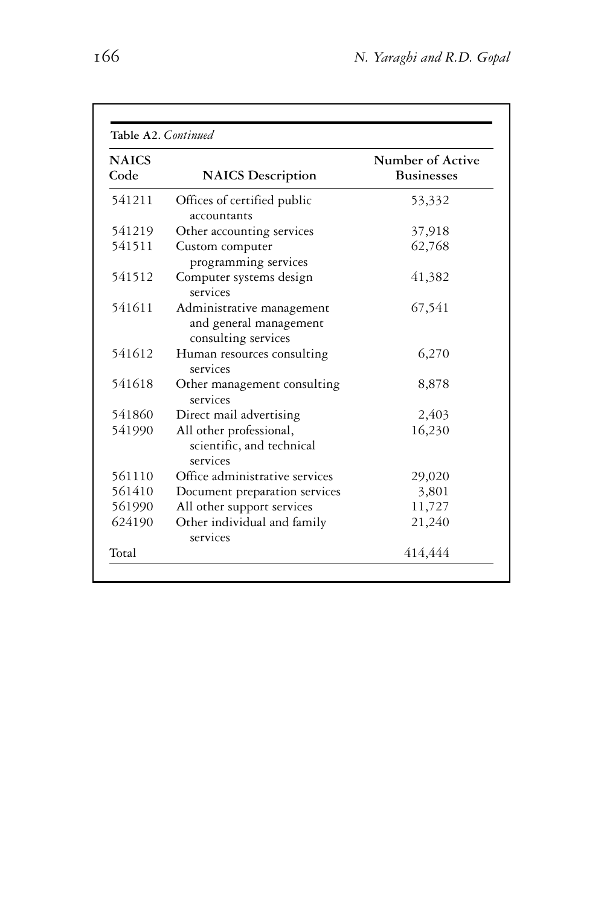**Table A2.** *Continued*

| NAICS Code | NAICS Description | Number of Active Businesses |
|---|---|---|
| 541211 | Offices of certified public accountants | 53,332 |
| 541219 | Other accounting services | 37,918 |
| 541511 | Custom computer programming services | 62,768 |
| 541512 | Computer systems design services | 41,382 |
| 541611 | Administrative management and general management consulting services | 67,541 |
| 541612 | Human resources consulting services | 6,270 |
| 541618 | Other management consulting services | 8,878 |
| 541860 | Direct mail advertising | 2,403 |
| 541990 | All other professional, scientific, and technical services | 16,230 |
| 561110 | Office administrative services | 29,020 |
| 561410 | Document preparation services | 3,801 |
| 561990 | All other support services | 11,727 |
| 624190 | Other individual and family services | 21,240 |
| Total | | 414,444 |